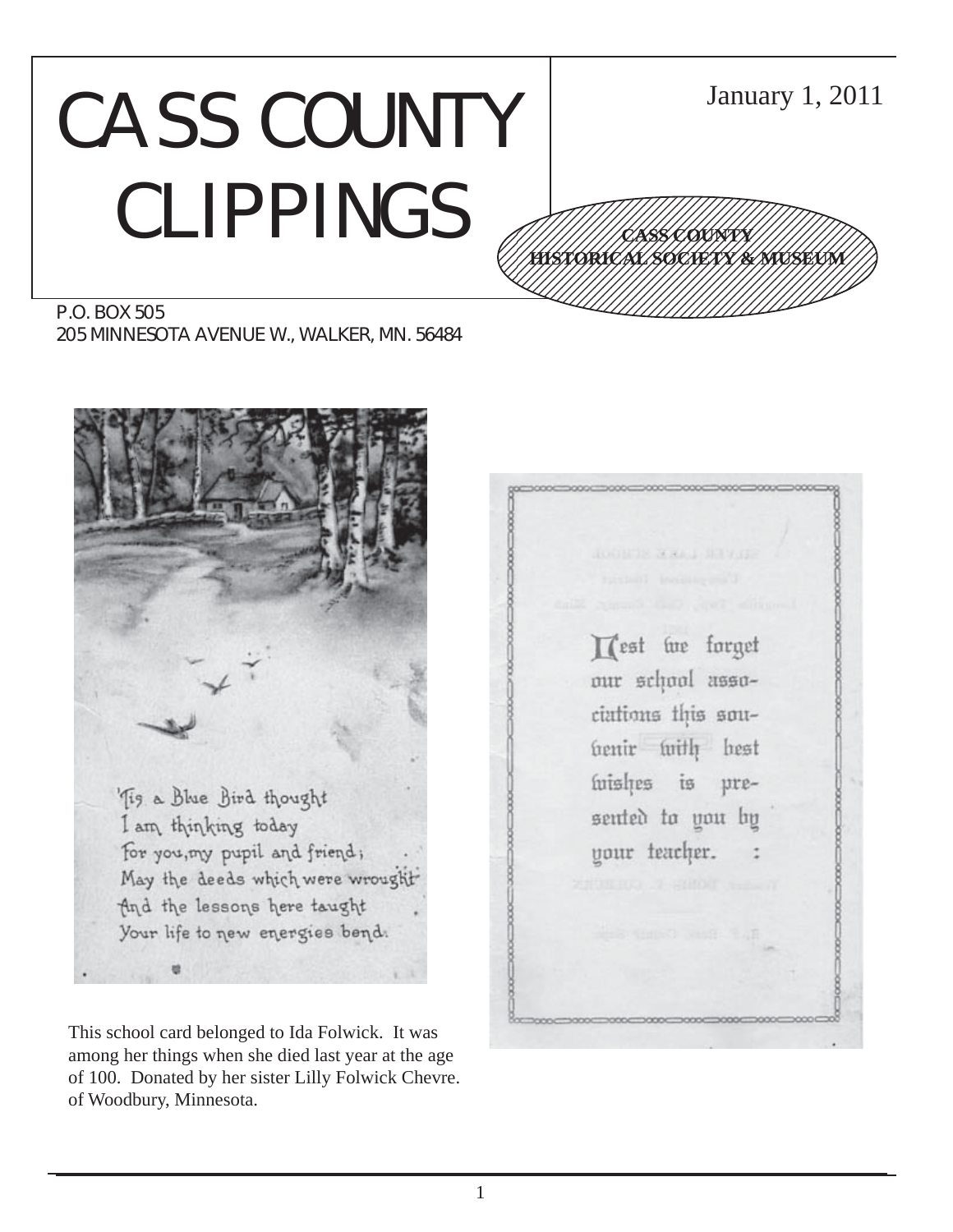# CASS COUNTY CLIPPINGS

January 1, 2011

**CASS COUNTY HISTORICAL SOCIETY & MUSEUM**

P.O. BOX 505
205 MINNESOTA AVENUE W., WALKER, MN. 56484

'Tis a Blue Bird thought
I am thinking today
For you, my pupil and friend;
May the deeds which were wrought
And the lessons here taught
Your life to new energies bend.

This school card belonged to Ida Folwick. It was among her things when she died last year at the age of 100. Donated by her sister Lilly Folwick Chevre. of Woodbury, Minnesota.

Lest we forget our school associations this souvenir with best wishes is presented to you by your teacher.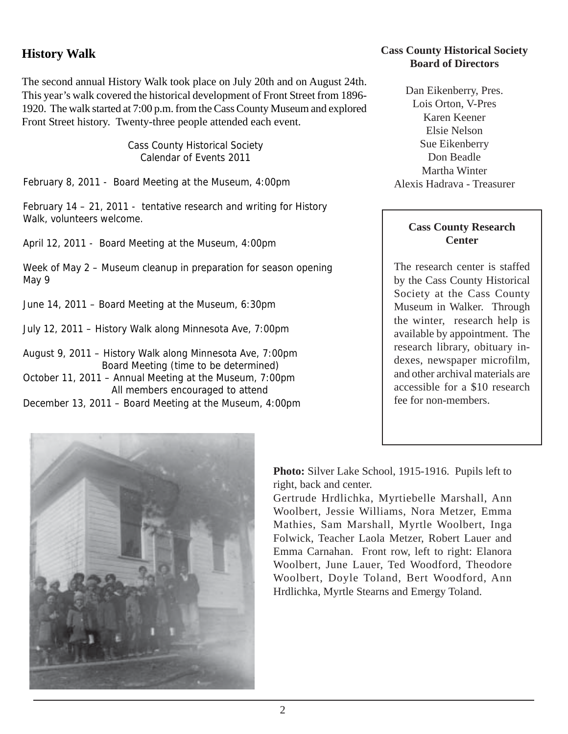## History Walk

The second annual History Walk took place on July 20th and on August 24th. This year's walk covered the historical development of Front Street from 1896-1920. The walk started at 7:00 p.m. from the Cass County Museum and explored Front Street history. Twenty-three people attended each event.

Cass County Historical Society
Calendar of Events 2011

February 8, 2011 - Board Meeting at the Museum, 4:00pm

February 14 – 21, 2011 - tentative research and writing for History Walk, volunteers welcome.

April 12, 2011 - Board Meeting at the Museum, 4:00pm

Week of May 2 – Museum cleanup in preparation for season opening May 9

June 14, 2011 – Board Meeting at the Museum, 6:30pm

July 12, 2011 – History Walk along Minnesota Ave, 7:00pm

August 9, 2011 – History Walk along Minnesota Ave, 7:00pm
Board Meeting (time to be determined)

October 11, 2011 – Annual Meeting at the Museum, 7:00pm
All members encouraged to attend

December 13, 2011 – Board Meeting at the Museum, 4:00pm

**Cass County Historical Society Board of Directors**

Dan Eikenberry, Pres.
Lois Orton, V-Pres
Karen Keener
Elsie Nelson
Sue Eikenberry
Don Beadle
Martha Winter
Alexis Hadrava - Treasurer

**Cass County Research Center**

The research center is staffed by the Cass County Historical Society at the Cass County Museum in Walker. Through the winter, research help is available by appointment. The research library, obituary indexes, newspaper microfilm, and other archival materials are accessible for a $10 research fee for non-members.

**Photo:** Silver Lake School, 1915-1916. Pupils left to right, back and center.
Gertrude Hrdlichka, Myrtiebelle Marshall, Ann Woolbert, Jessie Williams, Nora Metzer, Emma Mathies, Sam Marshall, Myrtle Woolbert, Inga Folwick, Teacher Laola Metzer, Robert Lauer and Emma Carnahan. Front row, left to right: Elanora Woolbert, June Lauer, Ted Woodford, Theodore Woolbert, Doyle Toland, Bert Woodford, Ann Hrdlichka, Myrtle Stearns and Emergy Toland.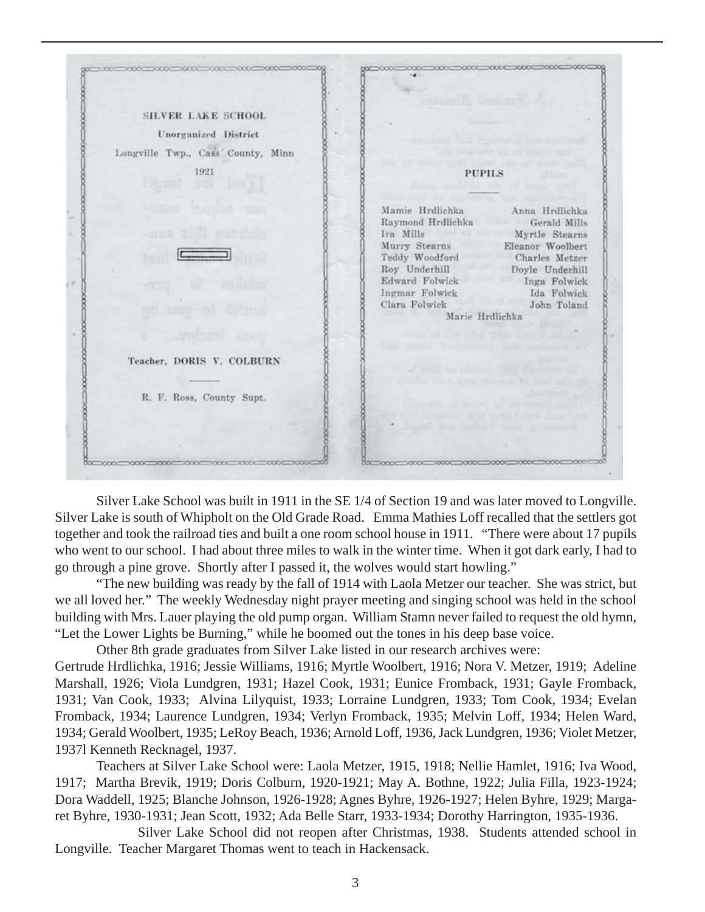SILVER LAKE SCHOOL

Unorganized District

Longville Twp., Cass County, Minn

1921

Teacher, DORIS V. COLBURN

R. F. Ross, County Supt.

PUPILS

| | |
|---|---|
| Mamie Hrdlichka | Anna Hrdlichka |
| Raymond Hrdlichka | Gerald Mills |
| Ira Mills | Myrtle Stearns |
| Murry Stearns | Eleanor Woolbert |
| Teddy Woodford | Charles Metzer |
| Roy Underhill | Doyle Underhill |
| Edward Folwick | Inga Folwick |
| Ingmar Folwick | Ida Folwick |
| Clara Folwick | John Toland |

Marie Hrdlichka

Silver Lake School was built in 1911 in the SE 1/4 of Section 19 and was later moved to Longville. Silver Lake is south of Whipholt on the Old Grade Road. Emma Mathies Loff recalled that the settlers got together and took the railroad ties and built a one room school house in 1911. "There were about 17 pupils who went to our school. I had about three miles to walk in the winter time. When it got dark early, I had to go through a pine grove. Shortly after I passed it, the wolves would start howling."

"The new building was ready by the fall of 1914 with Laola Metzer our teacher. She was strict, but we all loved her." The weekly Wednesday night prayer meeting and singing school was held in the school building with Mrs. Lauer playing the old pump organ. William Stamn never failed to request the old hymn, "Let the Lower Lights be Burning," while he boomed out the tones in his deep base voice.

Other 8th grade graduates from Silver Lake listed in our research archives were:
Gertrude Hrdlichka, 1916; Jessie Williams, 1916; Myrtle Woolbert, 1916; Nora V. Metzer, 1919; Adeline Marshall, 1926; Viola Lundgren, 1931; Hazel Cook, 1931; Eunice Fromback, 1931; Gayle Fromback, 1931; Van Cook, 1933; Alvina Lilyquist, 1933; Lorraine Lundgren, 1933; Tom Cook, 1934; Evelan Fromback, 1934; Laurence Lundgren, 1934; Verlyn Fromback, 1935; Melvin Loff, 1934; Helen Ward, 1934; Gerald Woolbert, 1935; LeRoy Beach, 1936; Arnold Loff, 1936, Jack Lundgren, 1936; Violet Metzer, 1937l Kenneth Recknagel, 1937.

Teachers at Silver Lake School were: Laola Metzer, 1915, 1918; Nellie Hamlet, 1916; Iva Wood, 1917; Martha Brevik, 1919; Doris Colburn, 1920-1921; May A. Bothne, 1922; Julia Filla, 1923-1924; Dora Waddell, 1925; Blanche Johnson, 1926-1928; Agnes Byhre, 1926-1927; Helen Byhre, 1929; Margaret Byhre, 1930-1931; Jean Scott, 1932; Ada Belle Starr, 1933-1934; Dorothy Harrington, 1935-1936.

Silver Lake School did not reopen after Christmas, 1938. Students attended school in Longville. Teacher Margaret Thomas went to teach in Hackensack.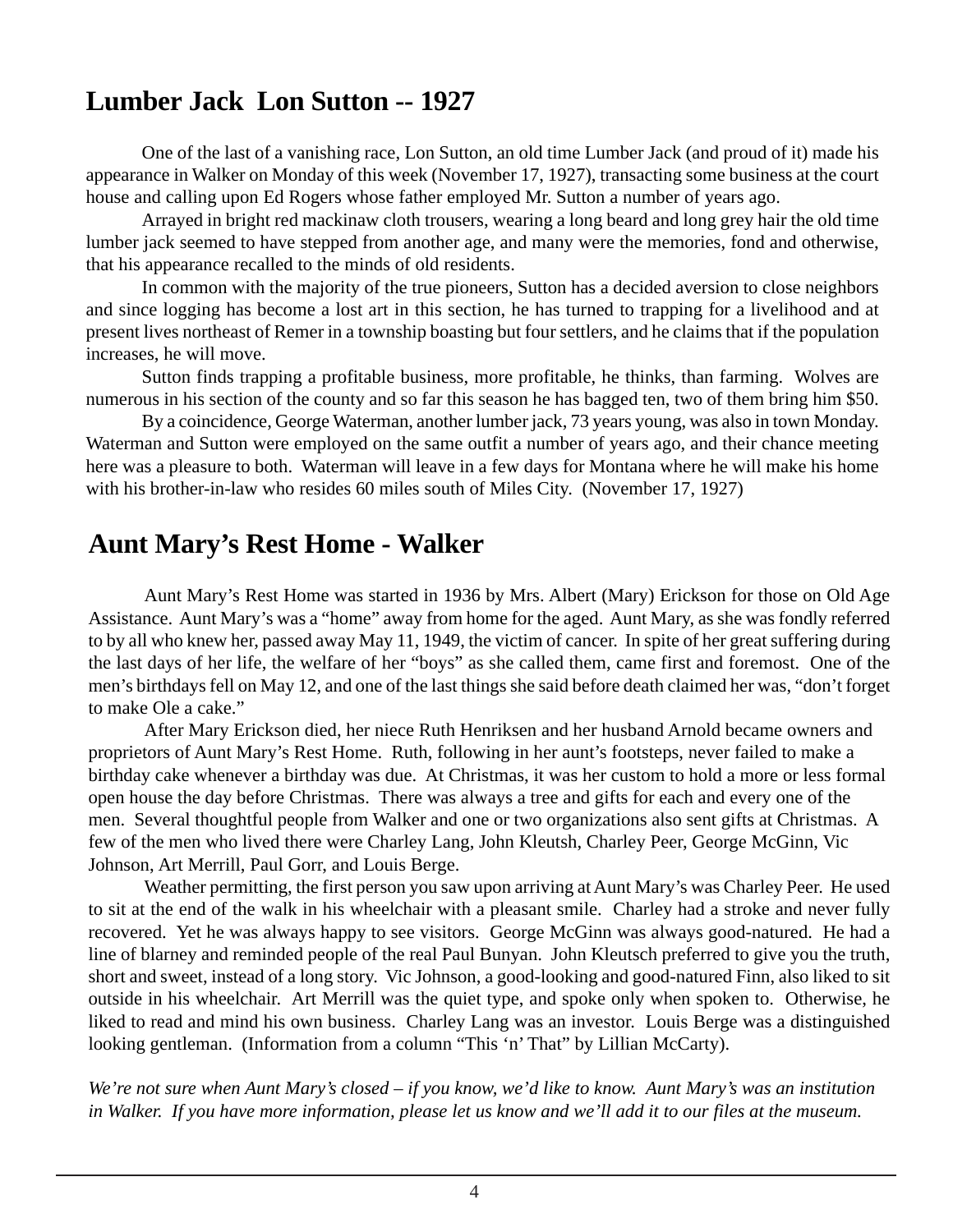## Lumber Jack  Lon Sutton -- 1927

One of the last of a vanishing race, Lon Sutton, an old time Lumber Jack (and proud of it) made his appearance in Walker on Monday of this week (November 17, 1927), transacting some business at the court house and calling upon Ed Rogers whose father employed Mr. Sutton a number of years ago.

Arrayed in bright red mackinaw cloth trousers, wearing a long beard and long grey hair the old time lumber jack seemed to have stepped from another age, and many were the memories, fond and otherwise, that his appearance recalled to the minds of old residents.

In common with the majority of the true pioneers, Sutton has a decided aversion to close neighbors and since logging has become a lost art in this section, he has turned to trapping for a livelihood and at present lives northeast of Remer in a township boasting but four settlers, and he claims that if the population increases, he will move.

Sutton finds trapping a profitable business, more profitable, he thinks, than farming.  Wolves are numerous in his section of the county and so far this season he has bagged ten, two of them bring him $50.

By a coincidence, George Waterman, another lumber jack, 73 years young, was also in town Monday. Waterman and Sutton were employed on the same outfit a number of years ago, and their chance meeting here was a pleasure to both.  Waterman will leave in a few days for Montana where he will make his home with his brother-in-law who resides 60 miles south of Miles City.  (November 17, 1927)

## Aunt Mary's Rest Home - Walker

Aunt Mary's Rest Home was started in 1936 by Mrs. Albert (Mary) Erickson for those on Old Age Assistance.  Aunt Mary's was a "home" away from home for the aged.  Aunt Mary, as she was fondly referred to by all who knew her, passed away May 11, 1949, the victim of cancer.  In spite of her great suffering during the last days of her life, the welfare of her "boys" as she called them, came first and foremost.  One of the men's birthdays fell on May 12, and one of the last things she said before death claimed her was, "don't forget to make Ole a cake."

After Mary Erickson died, her niece Ruth Henriksen and her husband Arnold became owners and proprietors of Aunt Mary's Rest Home.  Ruth, following in her aunt's footsteps, never failed to make a birthday cake whenever a birthday was due.  At Christmas, it was her custom to hold a more or less formal open house the day before Christmas.  There was always a tree and gifts for each and every one of the men.  Several thoughtful people from Walker and one or two organizations also sent gifts at Christmas.  A few of the men who lived there were Charley Lang, John Kleutsh, Charley Peer, George McGinn, Vic Johnson, Art Merrill, Paul Gorr, and Louis Berge.

Weather permitting, the first person you saw upon arriving at Aunt Mary's was Charley Peer.  He used to sit at the end of the walk in his wheelchair with a pleasant smile.  Charley had a stroke and never fully recovered.  Yet he was always happy to see visitors.  George McGinn was always good-natured.  He had a line of blarney and reminded people of the real Paul Bunyan.  John Kleutsch preferred to give you the truth, short and sweet, instead of a long story.  Vic Johnson, a good-looking and good-natured Finn, also liked to sit outside in his wheelchair.  Art Merrill was the quiet type, and spoke only when spoken to.  Otherwise, he liked to read and mind his own business.  Charley Lang was an investor.  Louis Berge was a distinguished looking gentleman.  (Information from a column "This 'n' That" by Lillian McCarty).

*We're not sure when Aunt Mary's closed – if you know, we'd like to know.  Aunt Mary's was an institution in Walker.  If you have more information, please let us know and we'll add it to our files at the museum.*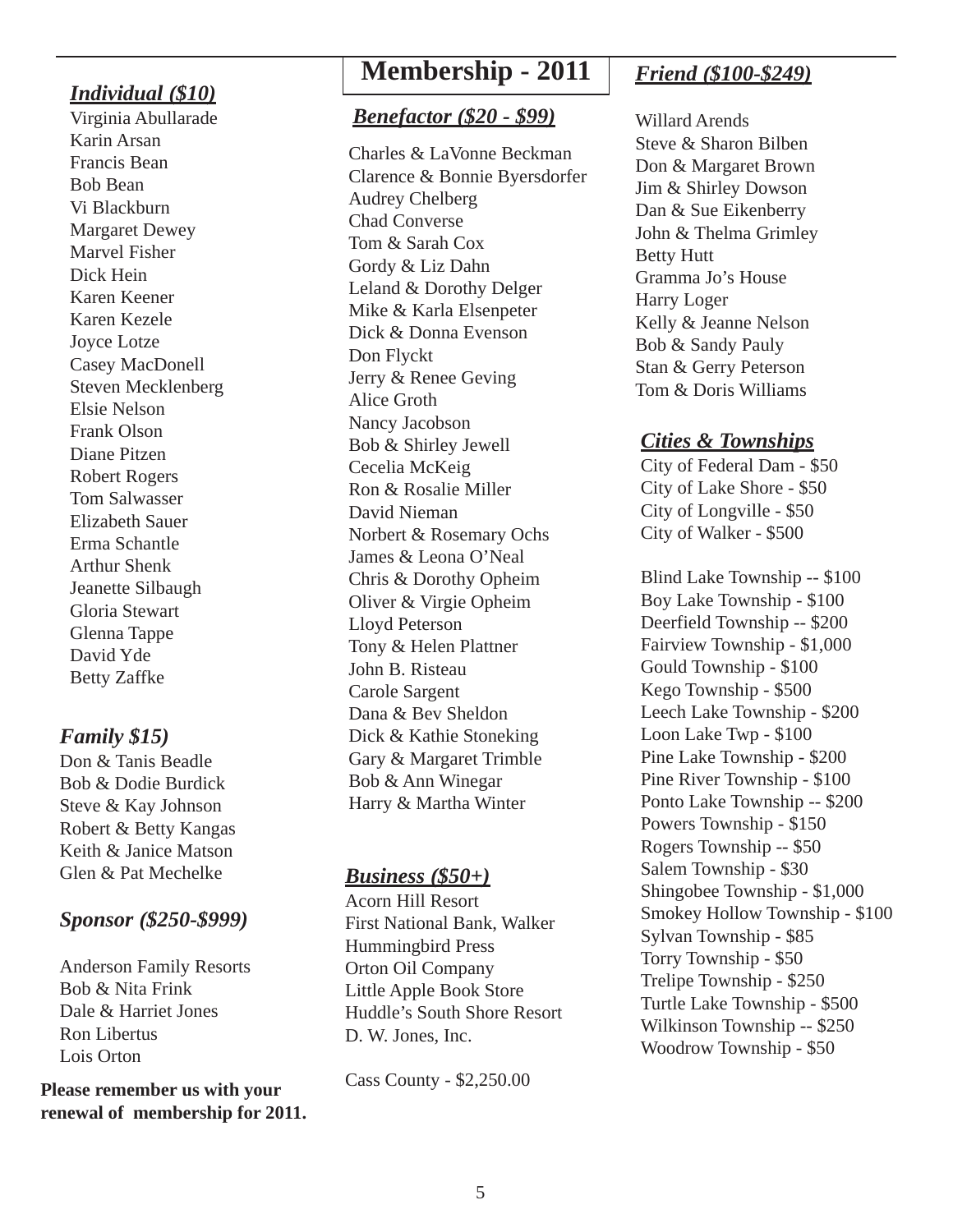# Membership - 2011

### *Individual ($10)*

Virginia Abullarade
Karin Arsan
Francis Bean
Bob Bean
Vi Blackburn
Margaret Dewey
Marvel Fisher
Dick Hein
Karen Keener
Karen Kezele
Joyce Lotze
Casey MacDonell
Steven Mecklenberg
Elsie Nelson
Frank Olson
Diane Pitzen
Robert Rogers
Tom Salwasser
Elizabeth Sauer
Erma Schantle
Arthur Shenk
Jeanette Silbaugh
Gloria Stewart
Glenna Tappe
David Yde
Betty Zaffke

### *Family $15)*

Don & Tanis Beadle
Bob & Dodie Burdick
Steve & Kay Johnson
Robert & Betty Kangas
Keith & Janice Matson
Glen & Pat Mechelke

### *Sponsor ($250-$999)*

Anderson Family Resorts
Bob & Nita Frink
Dale & Harriet Jones
Ron Libertus
Lois Orton

**Please remember us with your renewal of membership for 2011.**

### *Benefactor ($20 - $99)*

Charles & LaVonne Beckman
Clarence & Bonnie Byersdorfer
Audrey Chelberg
Chad Converse
Tom & Sarah Cox
Gordy & Liz Dahn
Leland & Dorothy Delger
Mike & Karla Elsenpeter
Dick & Donna Evenson
Don Flyckt
Jerry & Renee Geving
Alice Groth
Nancy Jacobson
Bob & Shirley Jewell
Cecelia McKeig
Ron & Rosalie Miller
David Nieman
Norbert & Rosemary Ochs
James & Leona O'Neal
Chris & Dorothy Opheim
Oliver & Virgie Opheim
Lloyd Peterson
Tony & Helen Plattner
John B. Risteau
Carole Sargent
Dana & Bev Sheldon
Dick & Kathie Stoneking
Gary & Margaret Trimble
Bob & Ann Winegar
Harry & Martha Winter

### *Business ($50+)*

Acorn Hill Resort
First National Bank, Walker
Hummingbird Press
Orton Oil Company
Little Apple Book Store
Huddle's South Shore Resort
D. W. Jones, Inc.

Cass County - $2,250.00

### *Friend ($100-$249)*

Willard Arends
Steve & Sharon Bilben
Don & Margaret Brown
Jim & Shirley Dowson
Dan & Sue Eikenberry
John & Thelma Grimley
Betty Hutt
Gramma Jo's House
Harry Loger
Kelly & Jeanne Nelson
Bob & Sandy Pauly
Stan & Gerry Peterson
Tom & Doris Williams

### *Cities & Townships*

City of Federal Dam - $50
City of Lake Shore - $50
City of Longville - $50
City of Walker - $500

Blind Lake Township -- $100
Boy Lake Township - $100
Deerfield Township -- $200
Fairview Township - $1,000
Gould Township - $100
Kego Township - $500
Leech Lake Township - $200
Loon Lake Twp - $100
Pine Lake Township - $200
Pine River Township - $100
Ponto Lake Township -- $200
Powers Township - $150
Rogers Township -- $50
Salem Township - $30
Shingobee Township - $1,000
Smokey Hollow Township - $100
Sylvan Township - $85
Torry Township - $50
Trelipe Township - $250
Turtle Lake Township - $500
Wilkinson Township -- $250
Woodrow Township - $50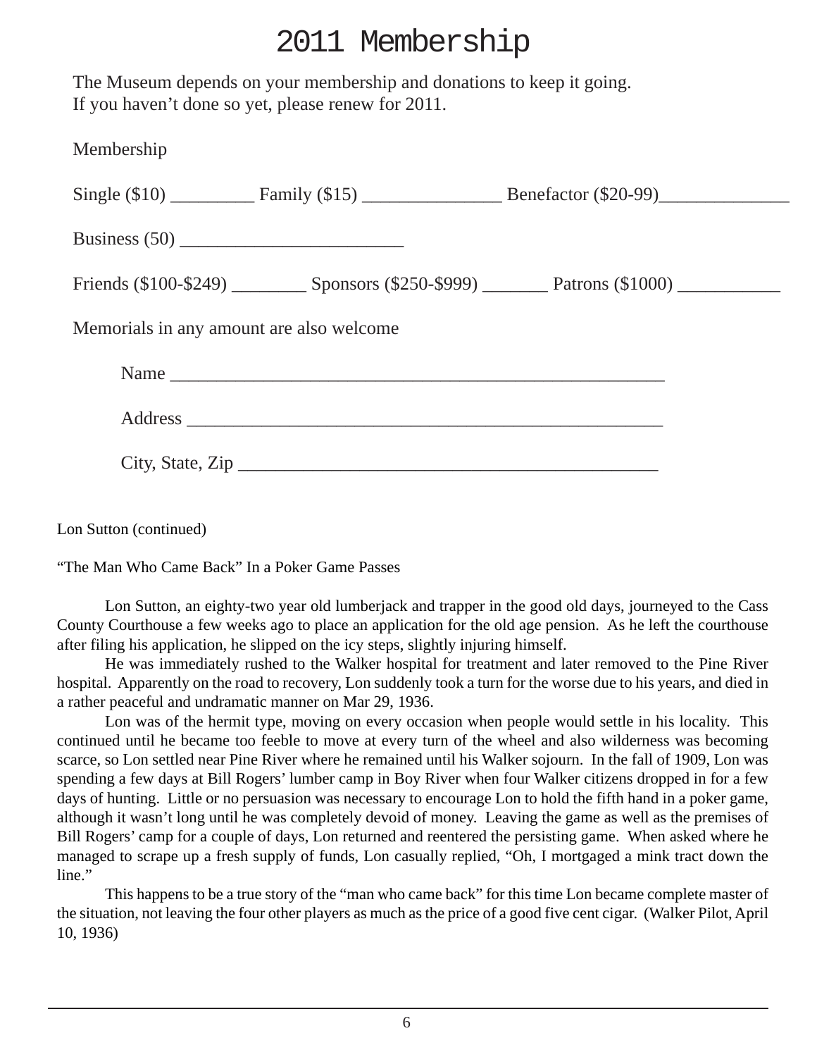# 2011 Membership

The Museum depends on your membership and donations to keep it going.
If you haven't done so yet, please renew for 2011.

Membership

Single ($10) _________ Family ($15) _______________ Benefactor ($20-99)______________

Business (50) ________________________

Friends ($100-$249) ________ Sponsors ($250-$999) _______ Patrons ($1000) ___________

Memorials in any amount are also welcome

Name _____________________________________________________

Address ___________________________________________________

City, State, Zip ____________________________________________

Lon Sutton (continued)

"The Man Who Came Back" In a Poker Game Passes

Lon Sutton, an eighty-two year old lumberjack and trapper in the good old days, journeyed to the Cass County Courthouse a few weeks ago to place an application for the old age pension. As he left the courthouse after filing his application, he slipped on the icy steps, slightly injuring himself.

He was immediately rushed to the Walker hospital for treatment and later removed to the Pine River hospital. Apparently on the road to recovery, Lon suddenly took a turn for the worse due to his years, and died in a rather peaceful and undramatic manner on Mar 29, 1936.

Lon was of the hermit type, moving on every occasion when people would settle in his locality. This continued until he became too feeble to move at every turn of the wheel and also wilderness was becoming scarce, so Lon settled near Pine River where he remained until his Walker sojourn. In the fall of 1909, Lon was spending a few days at Bill Rogers' lumber camp in Boy River when four Walker citizens dropped in for a few days of hunting. Little or no persuasion was necessary to encourage Lon to hold the fifth hand in a poker game, although it wasn't long until he was completely devoid of money. Leaving the game as well as the premises of Bill Rogers' camp for a couple of days, Lon returned and reentered the persisting game. When asked where he managed to scrape up a fresh supply of funds, Lon casually replied, "Oh, I mortgaged a mink tract down the line."

This happens to be a true story of the "man who came back" for this time Lon became complete master of the situation, not leaving the four other players as much as the price of a good five cent cigar. (Walker Pilot, April 10, 1936)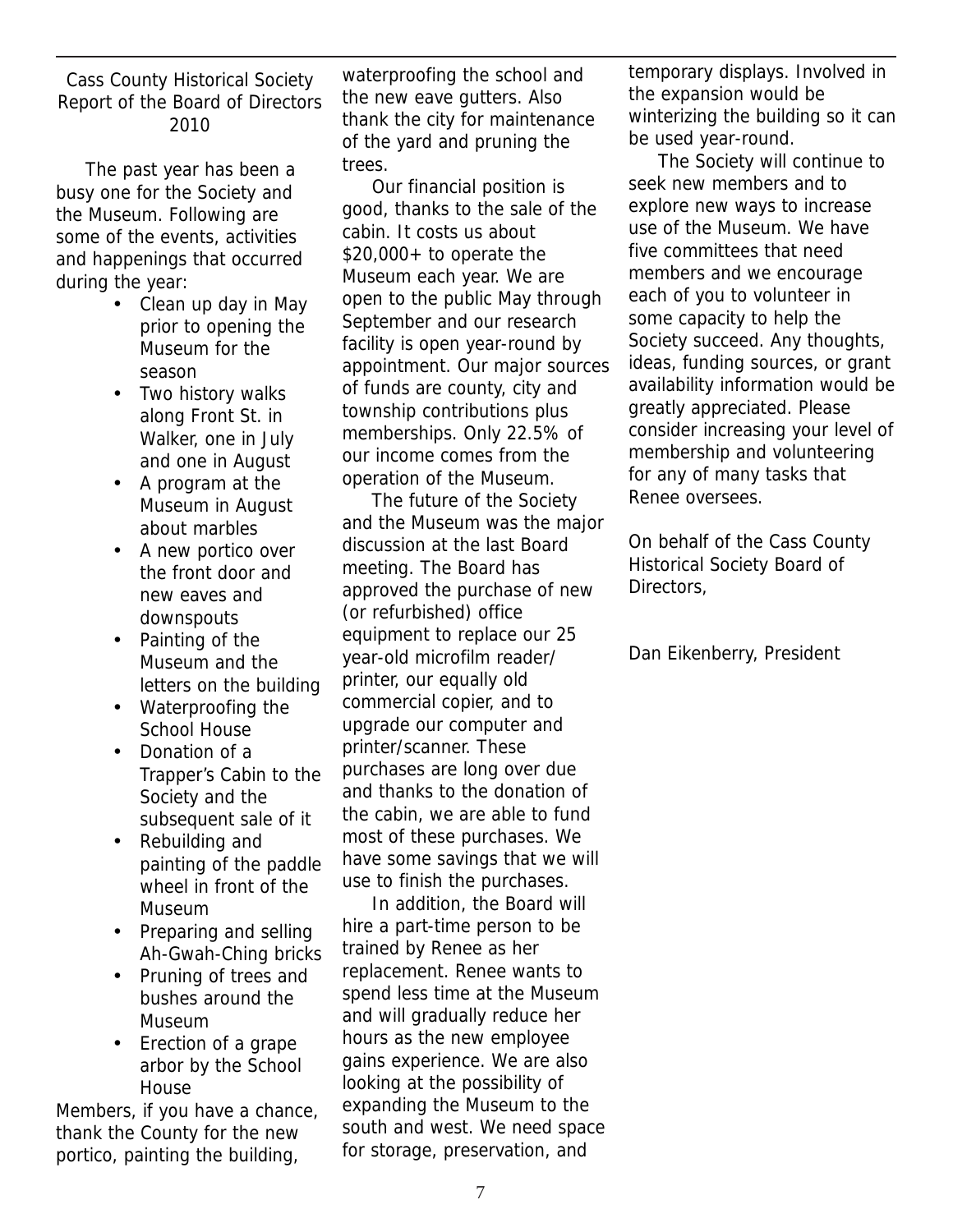Cass County Historical Society
Report of the Board of Directors
2010

The past year has been a busy one for the Society and the Museum. Following are some of the events, activities and happenings that occurred during the year:

- Clean up day in May prior to opening the Museum for the season
- Two history walks along Front St. in Walker, one in July and one in August
- A program at the Museum in August about marbles
- A new portico over the front door and new eaves and downspouts
- Painting of the Museum and the letters on the building
- Waterproofing the School House
- Donation of a Trapper's Cabin to the Society and the subsequent sale of it
- Rebuilding and painting of the paddle wheel in front of the Museum
- Preparing and selling Ah-Gwah-Ching bricks
- Pruning of trees and bushes around the Museum
- Erection of a grape arbor by the School House

Members, if you have a chance, thank the County for the new portico, painting the building, waterproofing the school and the new eave gutters. Also thank the city for maintenance of the yard and pruning the trees.

Our financial position is good, thanks to the sale of the cabin. It costs us about $20,000+ to operate the Museum each year. We are open to the public May through September and our research facility is open year-round by appointment. Our major sources of funds are county, city and township contributions plus memberships. Only 22.5% of our income comes from the operation of the Museum.

The future of the Society and the Museum was the major discussion at the last Board meeting. The Board has approved the purchase of new (or refurbished) office equipment to replace our 25 year-old microfilm reader/printer, our equally old commercial copier, and to upgrade our computer and printer/scanner. These purchases are long over due and thanks to the donation of the cabin, we are able to fund most of these purchases. We have some savings that we will use to finish the purchases.

In addition, the Board will hire a part-time person to be trained by Renee as her replacement. Renee wants to spend less time at the Museum and will gradually reduce her hours as the new employee gains experience. We are also looking at the possibility of expanding the Museum to the south and west. We need space for storage, preservation, and temporary displays. Involved in the expansion would be winterizing the building so it can be used year-round.

The Society will continue to seek new members and to explore new ways to increase use of the Museum. We have five committees that need members and we encourage each of you to volunteer in some capacity to help the Society succeed. Any thoughts, ideas, funding sources, or grant availability information would be greatly appreciated. Please consider increasing your level of membership and volunteering for any of many tasks that Renee oversees.

On behalf of the Cass County Historical Society Board of Directors,

Dan Eikenberry, President